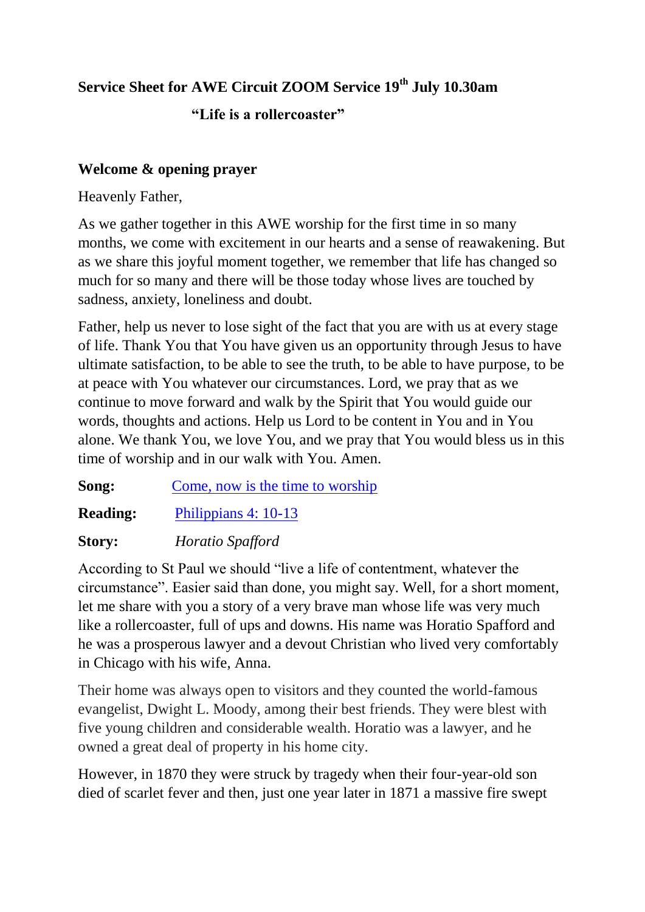# Service Sheet for AWE Circuit ZOOM Service 19th July 10.30am

## "Life is a rollercoaster"

**Welcome & opening prayer**

Heavenly Father,

As we gather together in this AWE worship for the first time in so many months, we come with excitement in our hearts and a sense of reawakening. But as we share this joyful moment together, we remember that life has changed so much for so many and there will be those today whose lives are touched by sadness, anxiety, loneliness and doubt.

Father, help us never to lose sight of the fact that you are with us at every stage of life. Thank You that You have given us an opportunity through Jesus to have ultimate satisfaction, to be able to see the truth, to be able to have purpose, to be at peace with You whatever our circumstances. Lord, we pray that as we continue to move forward and walk by the Spirit that You would guide our words, thoughts and actions. Help us Lord to be content in You and in You alone. We thank You, we love You, and we pray that You would bless us in this time of worship and in our walk with You. Amen.

**Song:** Come, now is the time to worship

**Reading:** Philippians 4: 10-13

**Story:** *Horatio Spafford*

According to St Paul we should "live a life of contentment, whatever the circumstance". Easier said than done, you might say. Well, for a short moment, let me share with you a story of a very brave man whose life was very much like a rollercoaster, full of ups and downs. His name was Horatio Spafford and he was a prosperous lawyer and a devout Christian who lived very comfortably in Chicago with his wife, Anna.

Their home was always open to visitors and they counted the world-famous evangelist, Dwight L. Moody, among their best friends. They were blest with five young children and considerable wealth. Horatio was a lawyer, and he owned a great deal of property in his home city.

However, in 1870 they were struck by tragedy when their four-year-old son died of scarlet fever and then, just one year later in 1871 a massive fire swept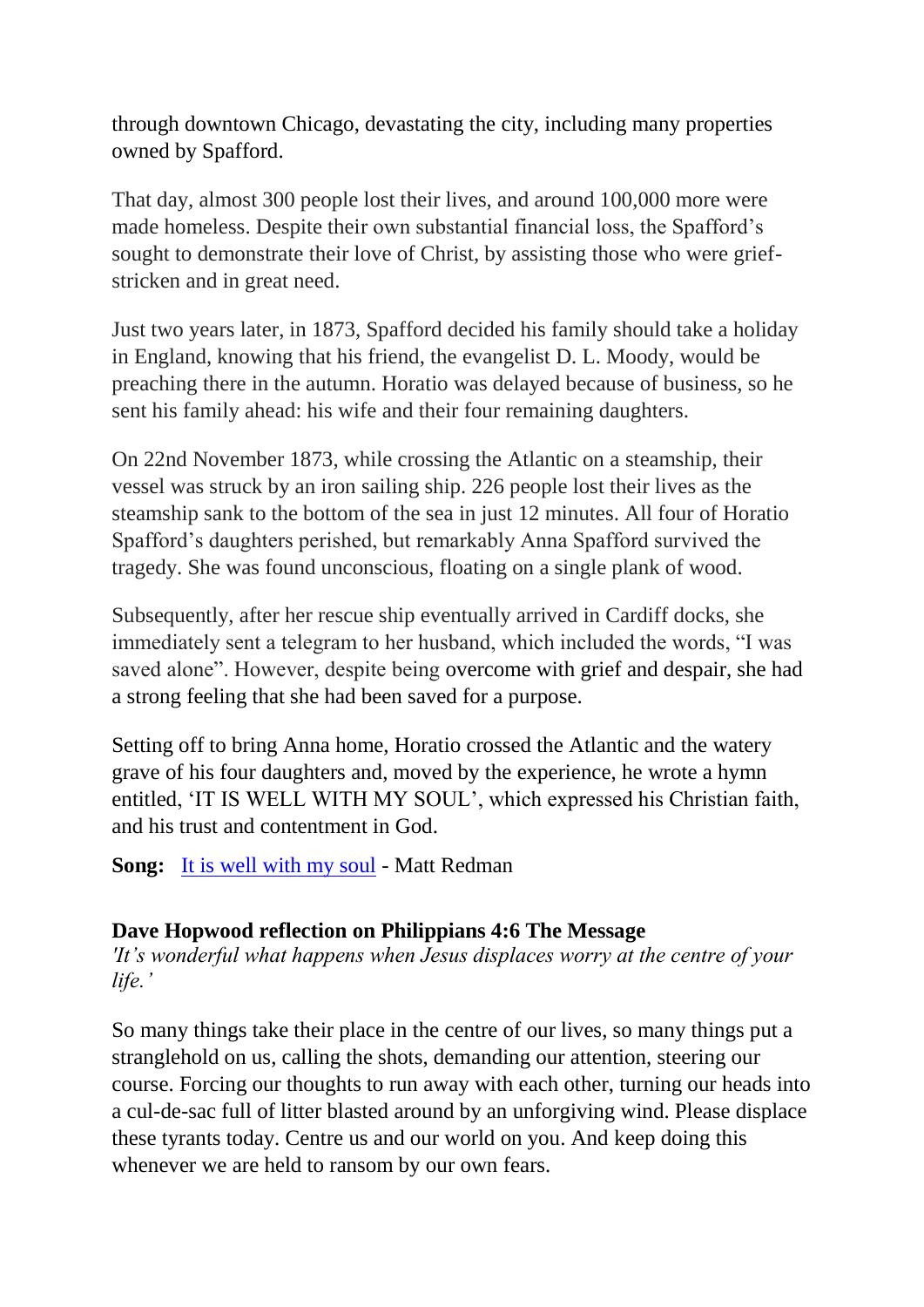through downtown Chicago, devastating the city, including many properties owned by Spafford.

That day, almost 300 people lost their lives, and around 100,000 more were made homeless. Despite their own substantial financial loss, the Spafford's sought to demonstrate their love of Christ, by assisting those who were grief-stricken and in great need.

Just two years later, in 1873, Spafford decided his family should take a holiday in England, knowing that his friend, the evangelist D. L. Moody, would be preaching there in the autumn. Horatio was delayed because of business, so he sent his family ahead: his wife and their four remaining daughters.

On 22nd November 1873, while crossing the Atlantic on a steamship, their vessel was struck by an iron sailing ship. 226 people lost their lives as the steamship sank to the bottom of the sea in just 12 minutes. All four of Horatio Spafford's daughters perished, but remarkably Anna Spafford survived the tragedy. She was found unconscious, floating on a single plank of wood.

Subsequently, after her rescue ship eventually arrived in Cardiff docks, she immediately sent a telegram to her husband, which included the words, "I was saved alone". However, despite being overcome with grief and despair, she had a strong feeling that she had been saved for a purpose.

Setting off to bring Anna home, Horatio crossed the Atlantic and the watery grave of his four daughters and, moved by the experience, he wrote a hymn entitled, 'IT IS WELL WITH MY SOUL', which expressed his Christian faith, and his trust and contentment in God.

**Song:** It is well with my soul - Matt Redman

**Dave Hopwood reflection on Philippians 4:6 The Message**
*'It's wonderful what happens when Jesus displaces worry at the centre of your life.'*

So many things take their place in the centre of our lives, so many things put a stranglehold on us, calling the shots, demanding our attention, steering our course. Forcing our thoughts to run away with each other, turning our heads into a cul-de-sac full of litter blasted around by an unforgiving wind. Please displace these tyrants today. Centre us and our world on you. And keep doing this whenever we are held to ransom by our own fears.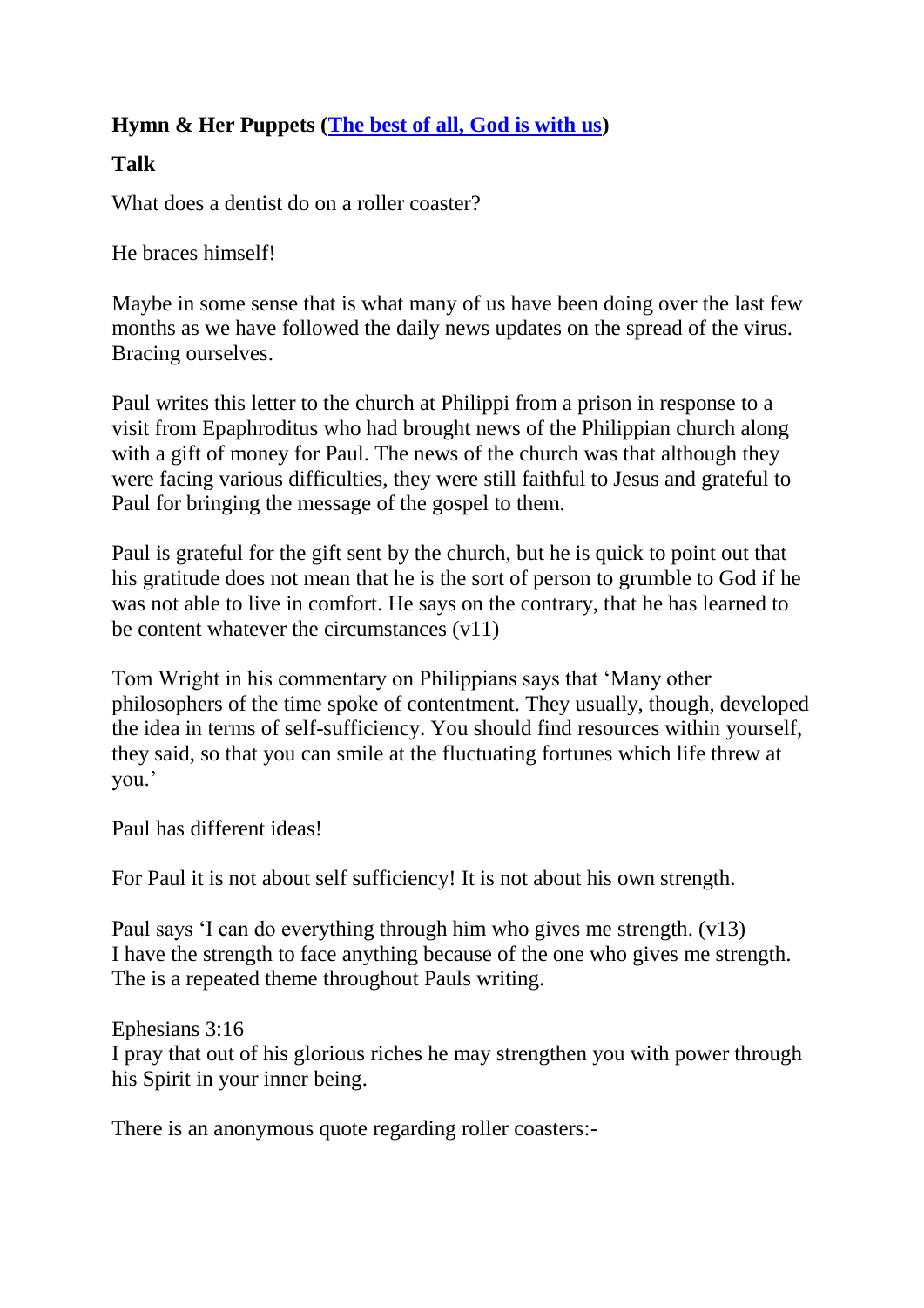**Hymn & Her Puppets ([The best of all, God is with us](The best of all, God is with us))**

**Talk**

What does a dentist do on a roller coaster?

He braces himself!

Maybe in some sense that is what many of us have been doing over the last few months as we have followed the daily news updates on the spread of the virus. Bracing ourselves.

Paul writes this letter to the church at Philippi from a prison in response to a visit from Epaphroditus who had brought news of the Philippian church along with a gift of money for Paul. The news of the church was that although they were facing various difficulties, they were still faithful to Jesus and grateful to Paul for bringing the message of the gospel to them.

Paul is grateful for the gift sent by the church, but he is quick to point out that his gratitude does not mean that he is the sort of person to grumble to God if he was not able to live in comfort. He says on the contrary, that he has learned to be content whatever the circumstances (v11)

Tom Wright in his commentary on Philippians says that 'Many other philosophers of the time spoke of contentment. They usually, though, developed the idea in terms of self-sufficiency. You should find resources within yourself, they said, so that you can smile at the fluctuating fortunes which life threw at you.'

Paul has different ideas!

For Paul it is not about self sufficiency! It is not about his own strength.

Paul says 'I can do everything through him who gives me strength. (v13)
I have the strength to face anything because of the one who gives me strength.
The is a repeated theme throughout Pauls writing.

Ephesians 3:16
I pray that out of his glorious riches he may strengthen you with power through his Spirit in your inner being.

There is an anonymous quote regarding roller coasters:-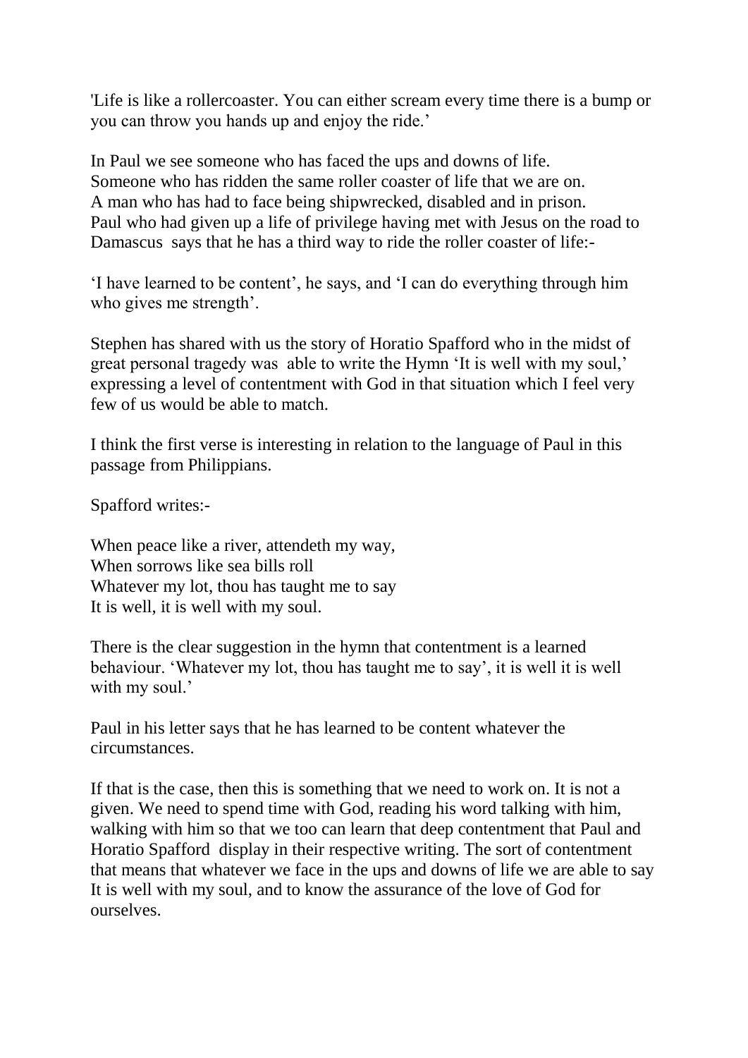'Life is like a rollercoaster. You can either scream every time there is a bump or you can throw you hands up and enjoy the ride.'

In Paul we see someone who has faced the ups and downs of life.
Someone who has ridden the same roller coaster of life that we are on.
A man who has had to face being shipwrecked, disabled and in prison.
Paul who had given up a life of privilege having met with Jesus on the road to Damascus says that he has a third way to ride the roller coaster of life:-

'I have learned to be content', he says, and 'I can do everything through him who gives me strength'.

Stephen has shared with us the story of Horatio Spafford who in the midst of great personal tragedy was able to write the Hymn 'It is well with my soul,' expressing a level of contentment with God in that situation which I feel very few of us would be able to match.

I think the first verse is interesting in relation to the language of Paul in this passage from Philippians.

Spafford writes:-

When peace like a river, attendeth my way,
When sorrows like sea bills roll
Whatever my lot, thou has taught me to say
It is well, it is well with my soul.

There is the clear suggestion in the hymn that contentment is a learned behaviour. 'Whatever my lot, thou has taught me to say', it is well it is well with my soul.'

Paul in his letter says that he has learned to be content whatever the circumstances.

If that is the case, then this is something that we need to work on. It is not a given. We need to spend time with God, reading his word talking with him, walking with him so that we too can learn that deep contentment that Paul and Horatio Spafford display in their respective writing. The sort of contentment that means that whatever we face in the ups and downs of life we are able to say It is well with my soul, and to know the assurance of the love of God for ourselves.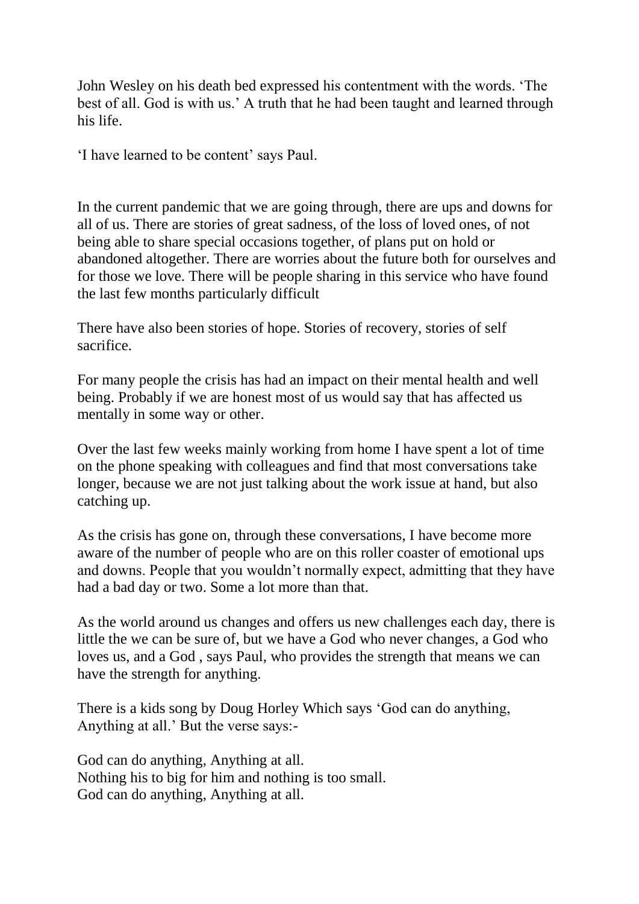John Wesley on his death bed expressed his contentment with the words. 'The best of all. God is with us.' A truth that he had been taught and learned through his life.

'I have learned to be content' says Paul.

In the current pandemic that we are going through, there are ups and downs for all of us. There are stories of great sadness, of the loss of loved ones, of not being able to share special occasions together, of plans put on hold or abandoned altogether. There are worries about the future both for ourselves and for those we love. There will be people sharing in this service who have found the last few months particularly difficult

There have also been stories of hope. Stories of recovery, stories of self sacrifice.

For many people the crisis has had an impact on their mental health and well being. Probably if we are honest most of us would say that has affected us mentally in some way or other.

Over the last few weeks mainly working from home I have spent a lot of time on the phone speaking with colleagues and find that most conversations take longer, because we are not just talking about the work issue at hand, but also catching up.

As the crisis has gone on, through these conversations, I have become more aware of the number of people who are on this roller coaster of emotional ups and downs. People that you wouldn't normally expect, admitting that they have had a bad day or two. Some a lot more than that.

As the world around us changes and offers us new challenges each day, there is little the we can be sure of, but we have a God who never changes, a God who loves us, and a God , says Paul, who provides the strength that means we can have the strength for anything.

There is a kids song by Doug Horley Which says 'God can do anything, Anything at all.' But the verse says:-

God can do anything, Anything at all.  
Nothing his to big for him and nothing is too small.  
God can do anything, Anything at all.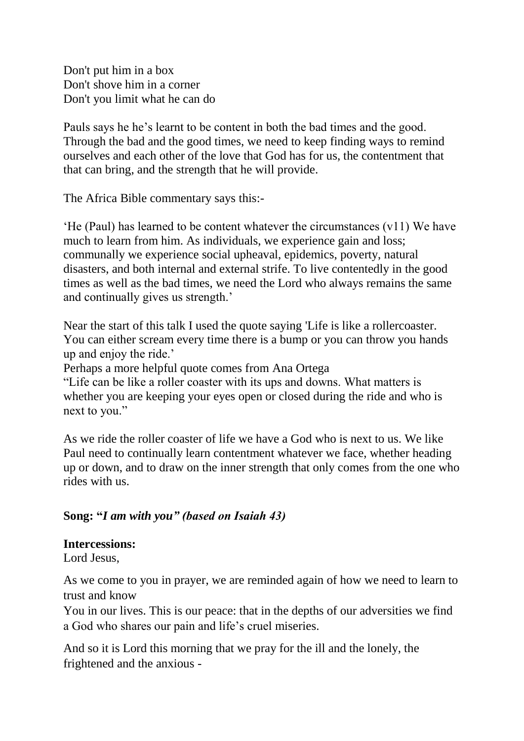Don't put him in a box
Don't shove him in a corner
Don't you limit what he can do

Pauls says he he's learnt to be content in both the bad times and the good. Through the bad and the good times, we need to keep finding ways to remind ourselves and each other of the love that God has for us, the contentment that that can bring, and the strength that he will provide.

The Africa Bible commentary says this:-

'He (Paul) has learned to be content whatever the circumstances (v11) We have much to learn from him. As individuals, we experience gain and loss; communally we experience social upheaval, epidemics, poverty, natural disasters, and both internal and external strife. To live contentedly in the good times as well as the bad times, we need the Lord who always remains the same and continually gives us strength.'

Near the start of this talk I used the quote saying 'Life is like a rollercoaster. You can either scream every time there is a bump or you can throw you hands up and enjoy the ride.'
Perhaps a more helpful quote comes from Ana Ortega
"Life can be like a roller coaster with its ups and downs. What matters is whether you are keeping your eyes open or closed during the ride and who is next to you."

As we ride the roller coaster of life we have a God who is next to us. We like Paul need to continually learn contentment whatever we face, whether heading up or down, and to draw on the inner strength that only comes from the one who rides with us.

**Song: "*I am with you" (based on Isaiah 43)***

**Intercessions:**
Lord Jesus,

As we come to you in prayer, we are reminded again of how we need to learn to trust and know
You in our lives. This is our peace: that in the depths of our adversities we find a God who shares our pain and life's cruel miseries.

And so it is Lord this morning that we pray for the ill and the lonely, the frightened and the anxious -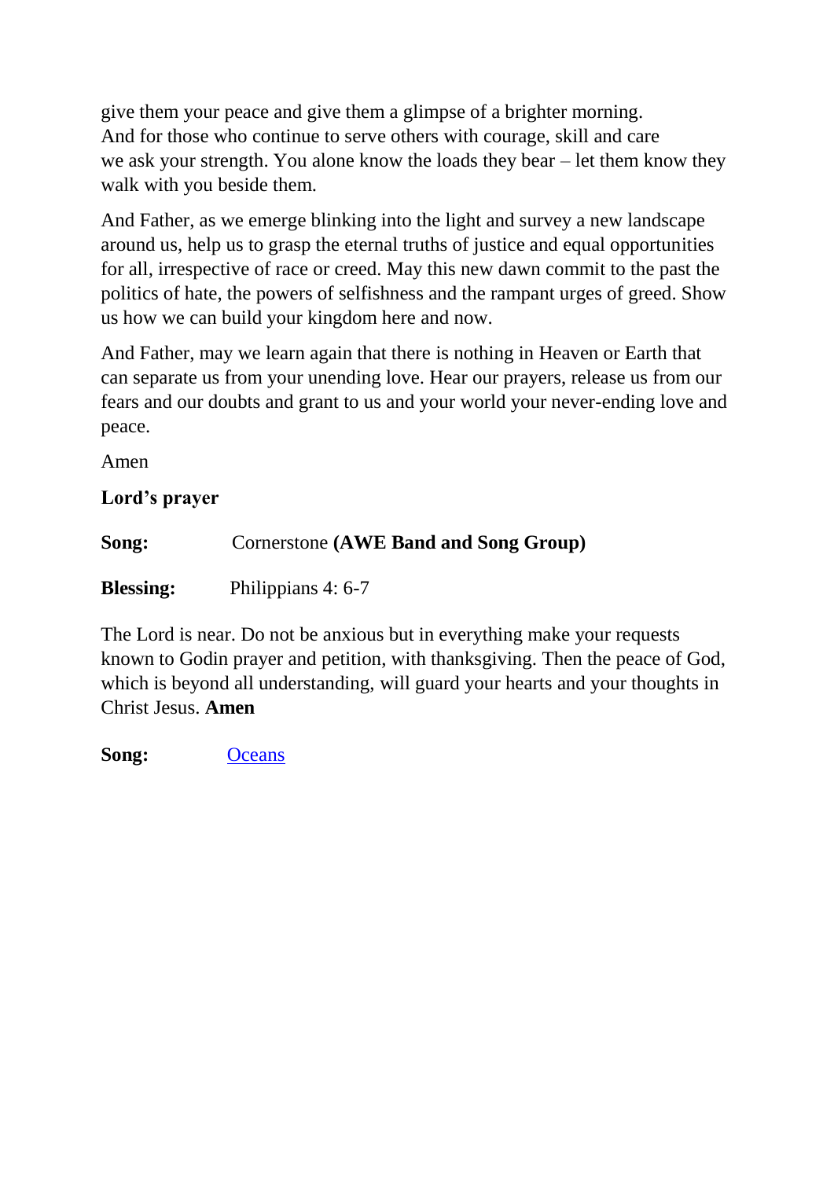give them your peace and give them a glimpse of a brighter morning.
And for those who continue to serve others with courage, skill and care
we ask your strength. You alone know the loads they bear – let them know they walk with you beside them.

And Father, as we emerge blinking into the light and survey a new landscape around us, help us to grasp the eternal truths of justice and equal opportunities for all, irrespective of race or creed. May this new dawn commit to the past the politics of hate, the powers of selfishness and the rampant urges of greed. Show us how we can build your kingdom here and now.

And Father, may we learn again that there is nothing in Heaven or Earth that can separate us from your unending love. Hear our prayers, release us from our fears and our doubts and grant to us and your world your never-ending love and peace.

Amen

**Lord's prayer**

**Song:** Cornerstone **(AWE Band and Song Group)**

**Blessing:** Philippians 4: 6-7

The Lord is near. Do not be anxious but in everything make your requests known to Godin prayer and petition, with thanksgiving. Then the peace of God, which is beyond all understanding, will guard your hearts and your thoughts in Christ Jesus. **Amen**

**Song:** Oceans